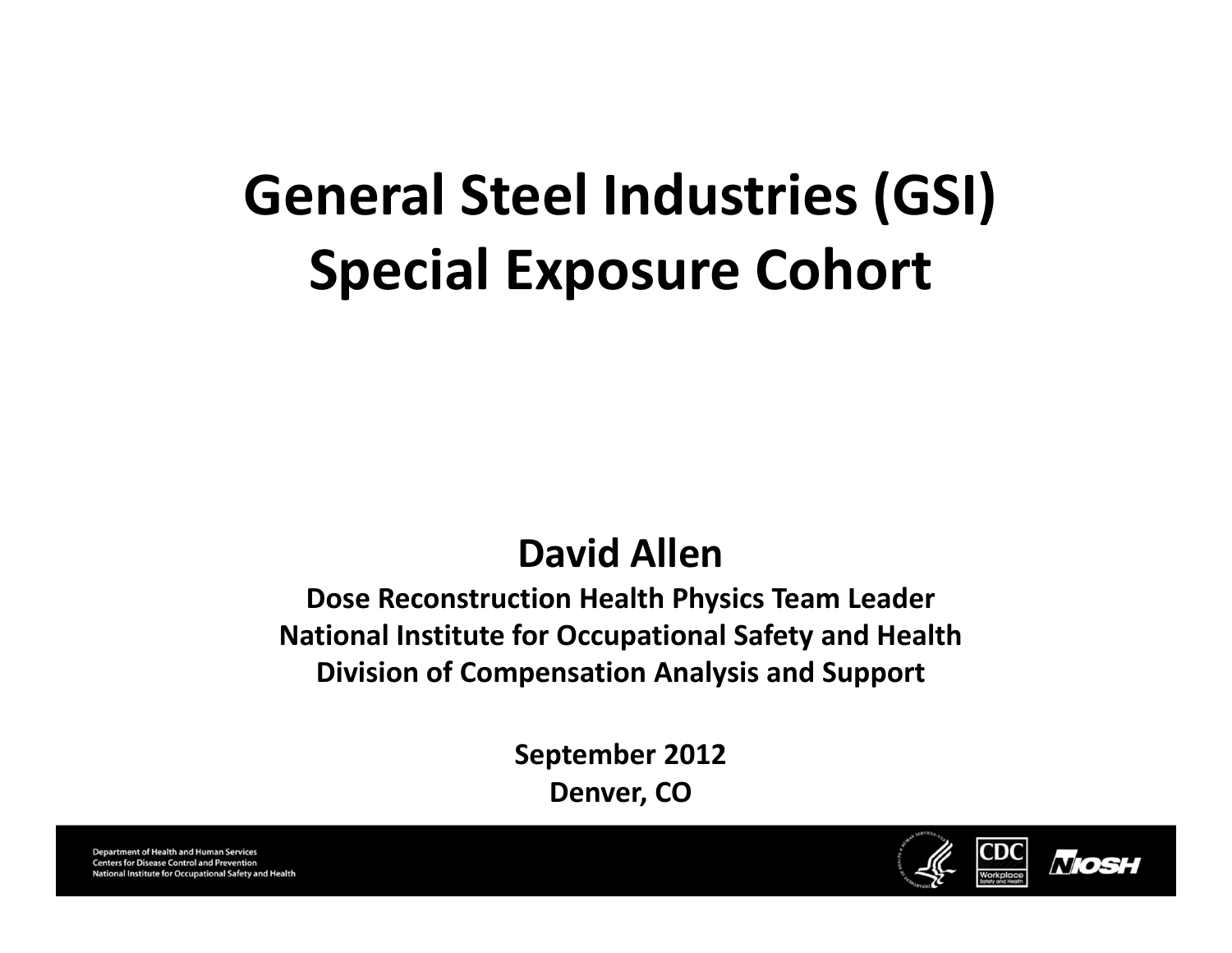# General Steel Industries (GSI) Special Exposure Cohort

**David Allen**

**Dose Reconstruction Health Physics Team Leader**
**National Institute for Occupational Safety and Health**
**Division of Compensation Analysis and Support**

**September 2012**
**Denver, CO**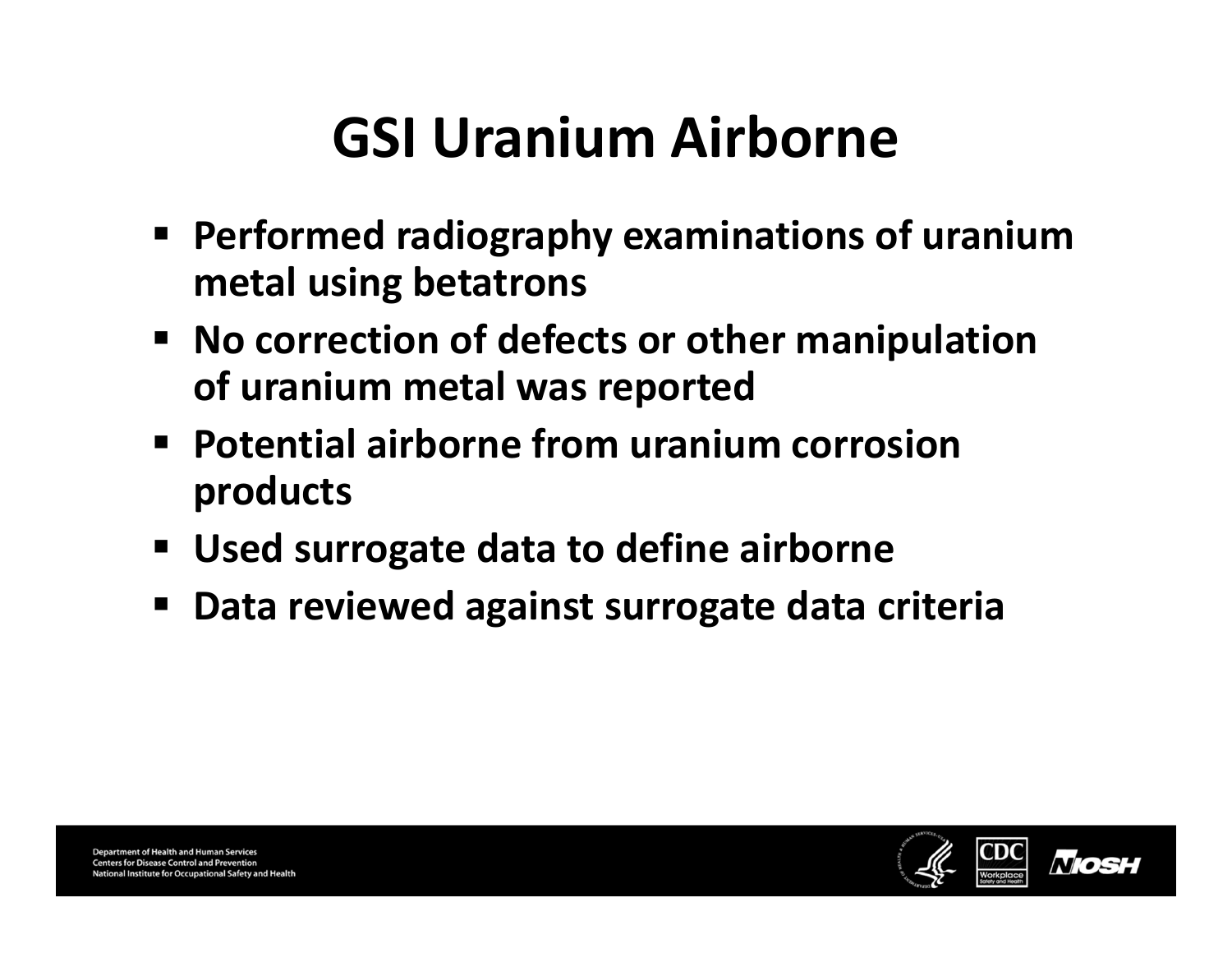# GSI Uranium Airborne

- Performed radiography examinations of uranium metal using betatrons
- No correction of defects or other manipulation of uranium metal was reported
- Potential airborne from uranium corrosion products
- Used surrogate data to define airborne
- Data reviewed against surrogate data criteria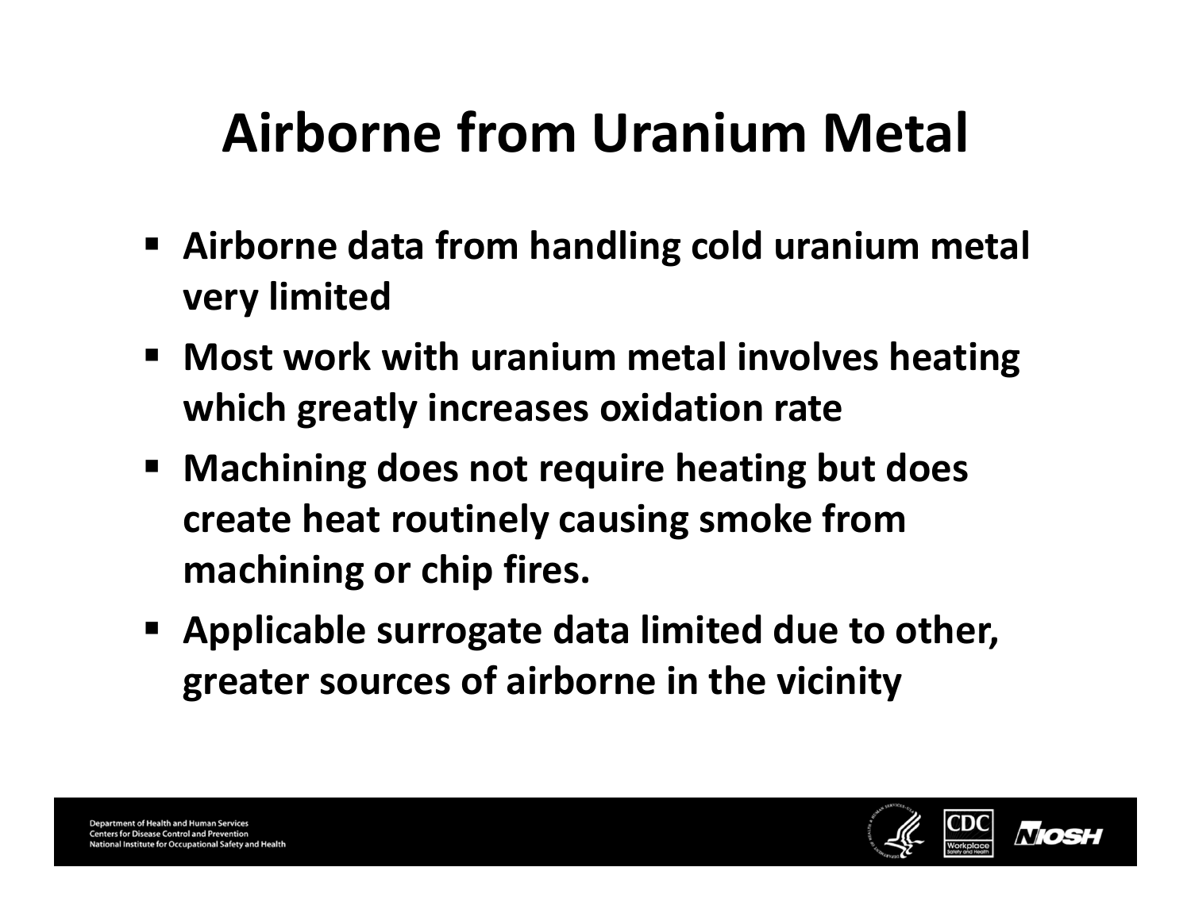# Airborne from Uranium Metal

- **Airborne data from handling cold uranium metal very limited**
- **Most work with uranium metal involves heating which greatly increases oxidation rate**
- **Machining does not require heating but does create heat routinely causing smoke from machining or chip fires.**
- **Applicable surrogate data limited due to other, greater sources of airborne in the vicinity**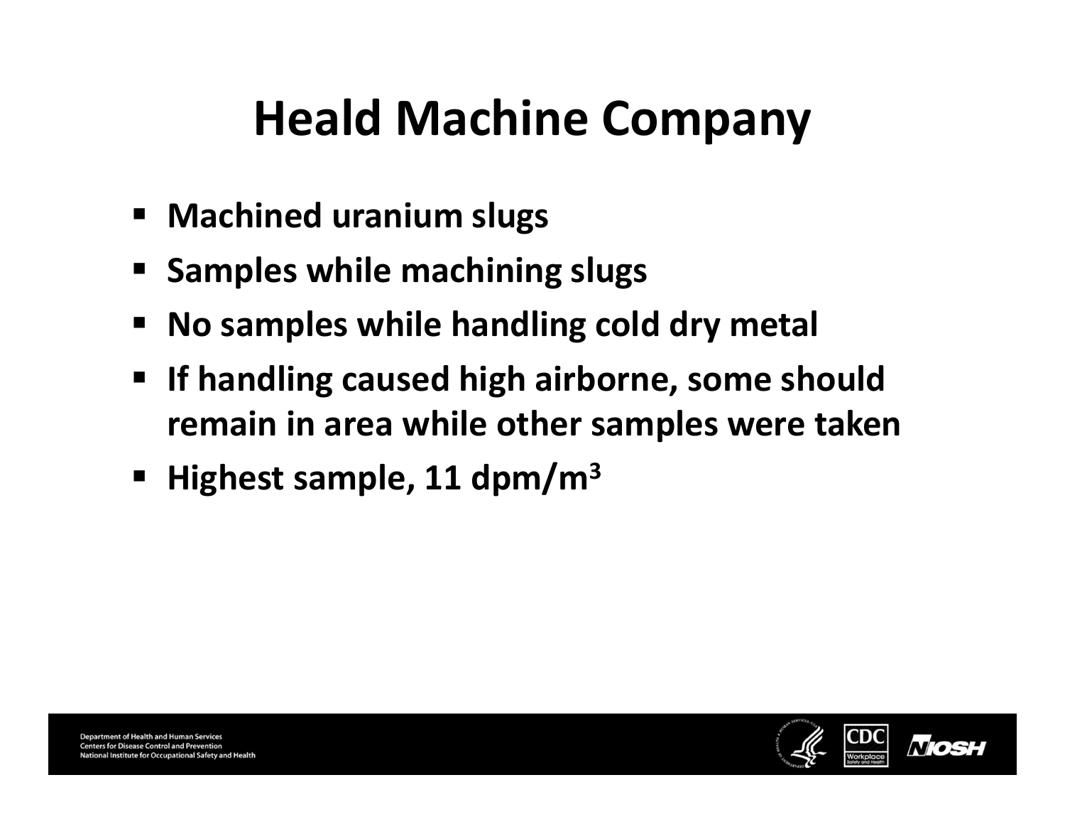# Heald Machine Company

- Machined uranium slugs
- Samples while machining slugs
- No samples while handling cold dry metal
- If handling caused high airborne, some should remain in area while other samples were taken
- Highest sample, 11 $dpm/m^3$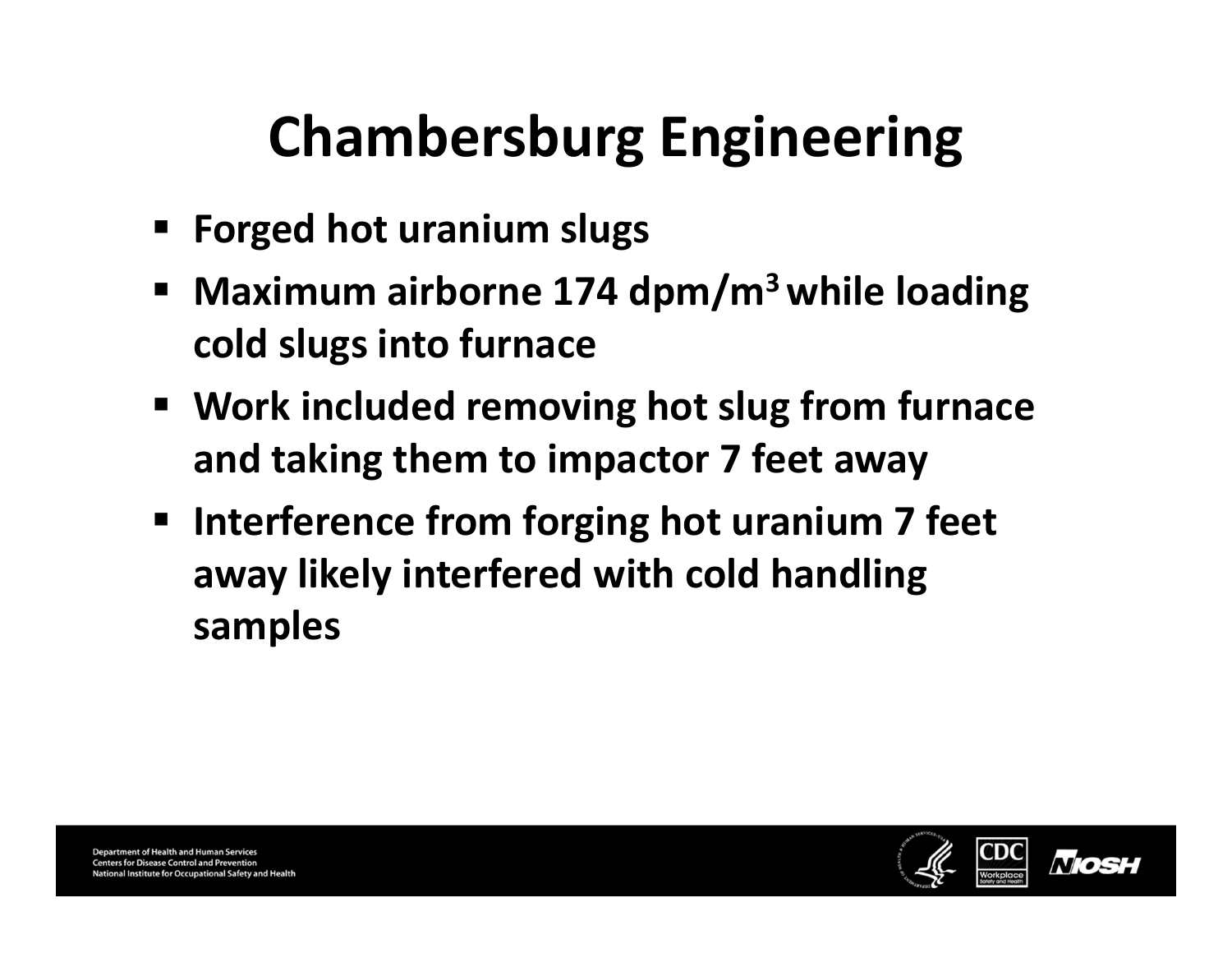# Chambersburg Engineering

- Forged hot uranium slugs
- Maximum airborne 174 $dpm/m^3$ while loading cold slugs into furnace
- Work included removing hot slug from furnace and taking them to impactor 7 feet away
- Interference from forging hot uranium 7 feet away likely interfered with cold handling samples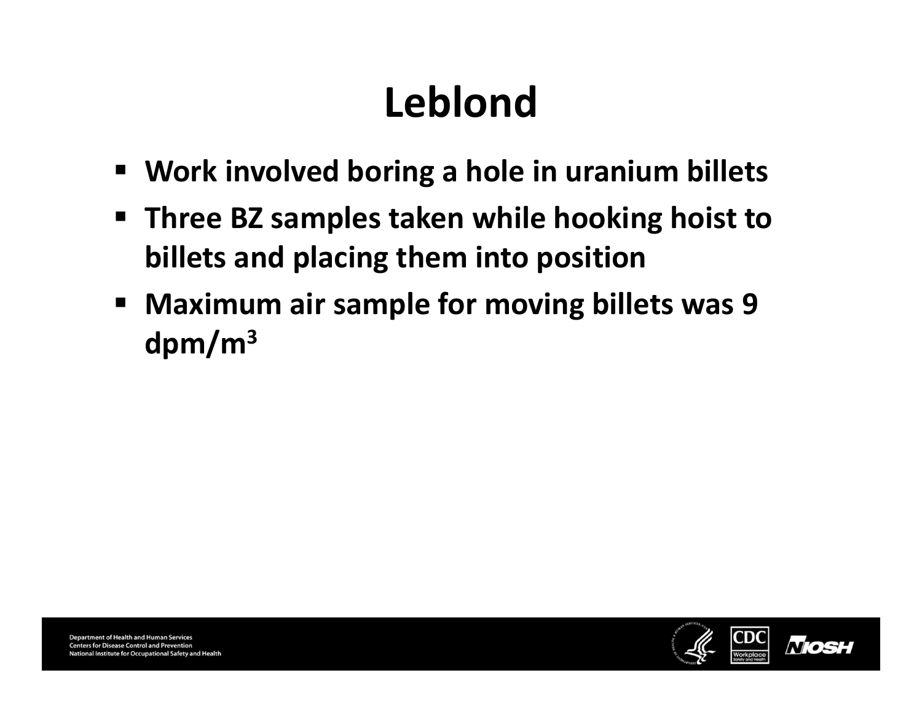# Leblond

- Work involved boring a hole in uranium billets
- Three BZ samples taken while hooking hoist to billets and placing them into position
- Maximum air sample for moving billets was 9 dpm/m$^3$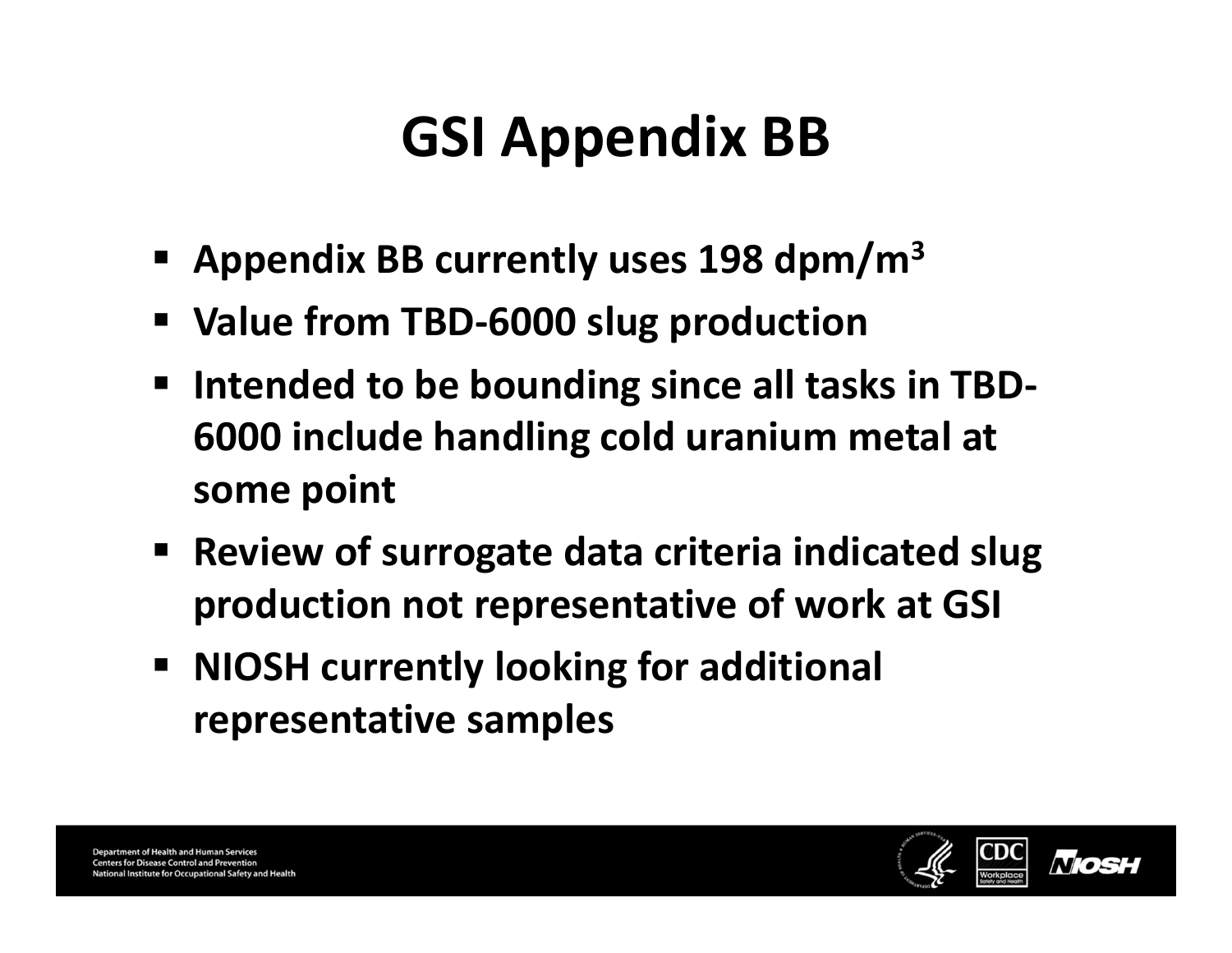# GSI Appendix BB

- **Appendix BB currently uses 198 dpm/m$^3$**
- **Value from TBD-6000 slug production**
- **Intended to be bounding since all tasks in TBD-6000 include handling cold uranium metal at some point**
- **Review of surrogate data criteria indicated slug production not representative of work at GSI**
- **NIOSH currently looking for additional representative samples**